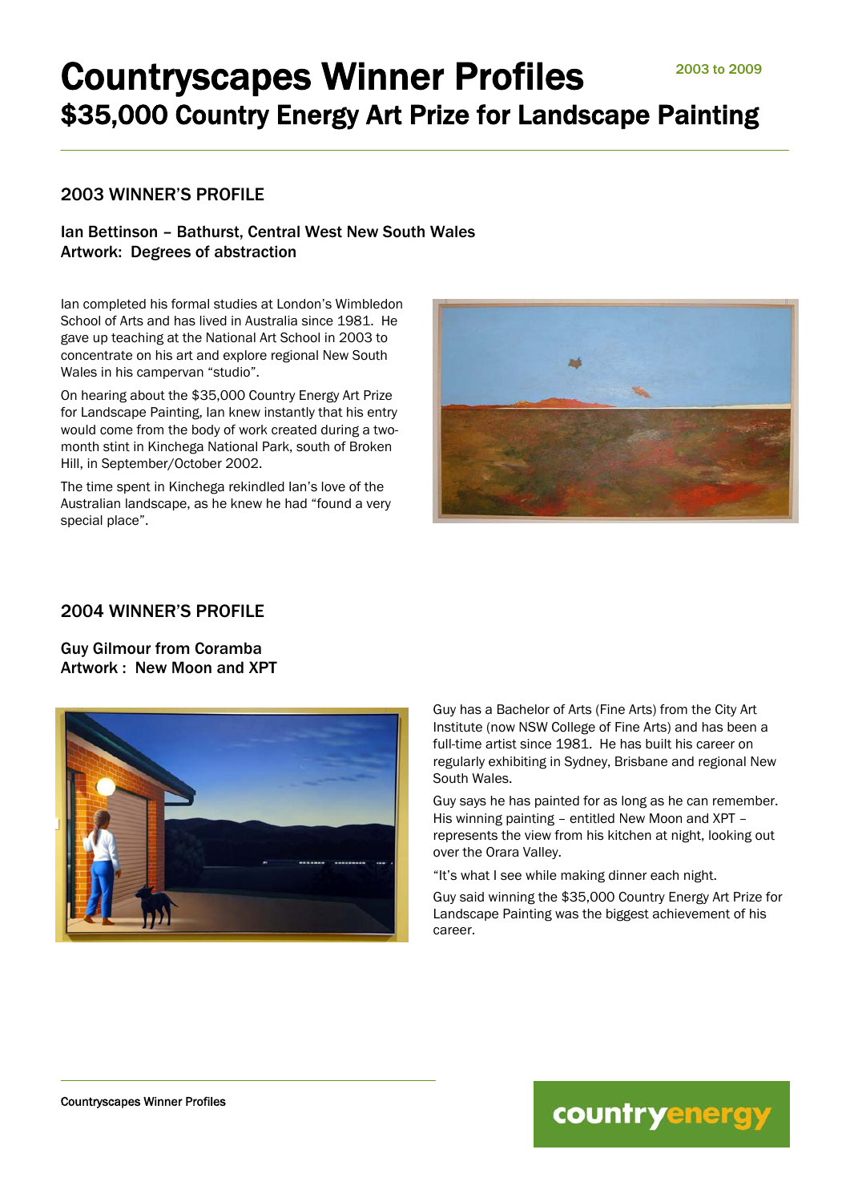# Countryscapes Winner Profiles

2003 to 2009

## $35,000 Country Energy Art Prize for Landscape Painting

### 2003 WINNER'S PROFILE

**Ian Bettinson – Bathurst, Central West New South Wales**
**Artwork: Degrees of abstraction**

Ian completed his formal studies at London's Wimbledon School of Arts and has lived in Australia since 1981. He gave up teaching at the National Art School in 2003 to concentrate on his art and explore regional New South Wales in his campervan "studio".

On hearing about the $35,000 Country Energy Art Prize for Landscape Painting, Ian knew instantly that his entry would come from the body of work created during a two-month stint in Kinchega National Park, south of Broken Hill, in September/October 2002.

The time spent in Kinchega rekindled Ian's love of the Australian landscape, as he knew he had "found a very special place".

### 2004 WINNER'S PROFILE

**Guy Gilmour from Coramba**
**Artwork : New Moon and XPT**

Guy has a Bachelor of Arts (Fine Arts) from the City Art Institute (now NSW College of Fine Arts) and has been a full-time artist since 1981. He has built his career on regularly exhibiting in Sydney, Brisbane and regional New South Wales.

Guy says he has painted for as long as he can remember. His winning painting – entitled New Moon and XPT – represents the view from his kitchen at night, looking out over the Orara Valley.

"It's what I see while making dinner each night.

Guy said winning the $35,000 Country Energy Art Prize for Landscape Painting was the biggest achievement of his career.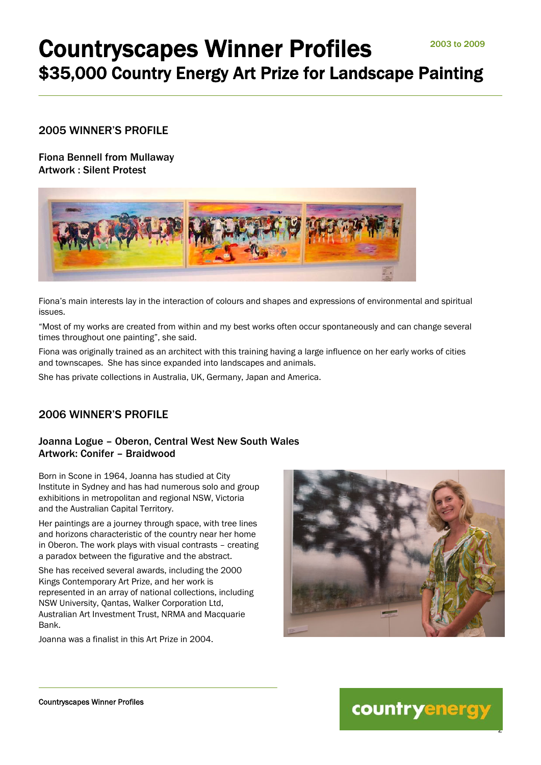# Countryscapes Winner Profiles

2003 to 2009

## $35,000 Country Energy Art Prize for Landscape Painting

### 2005 WINNER'S PROFILE

**Fiona Bennell from Mullaway**
**Artwork : Silent Protest**

Fiona's main interests lay in the interaction of colours and shapes and expressions of environmental and spiritual issues.

"Most of my works are created from within and my best works often occur spontaneously and can change several times throughout one painting", she said.

Fiona was originally trained as an architect with this training having a large influence on her early works of cities and townscapes. She has since expanded into landscapes and animals.

She has private collections in Australia, UK, Germany, Japan and America.

### 2006 WINNER'S PROFILE

**Joanna Logue – Oberon, Central West New South Wales**
**Artwork: Conifer – Braidwood**

Born in Scone in 1964, Joanna has studied at City Institute in Sydney and has had numerous solo and group exhibitions in metropolitan and regional NSW, Victoria and the Australian Capital Territory.

Her paintings are a journey through space, with tree lines and horizons characteristic of the country near her home in Oberon. The work plays with visual contrasts – creating a paradox between the figurative and the abstract.

She has received several awards, including the 2000 Kings Contemporary Art Prize, and her work is represented in an array of national collections, including NSW University, Qantas, Walker Corporation Ltd, Australian Art Investment Trust, NRMA and Macquarie Bank.

Joanna was a finalist in this Art Prize in 2004.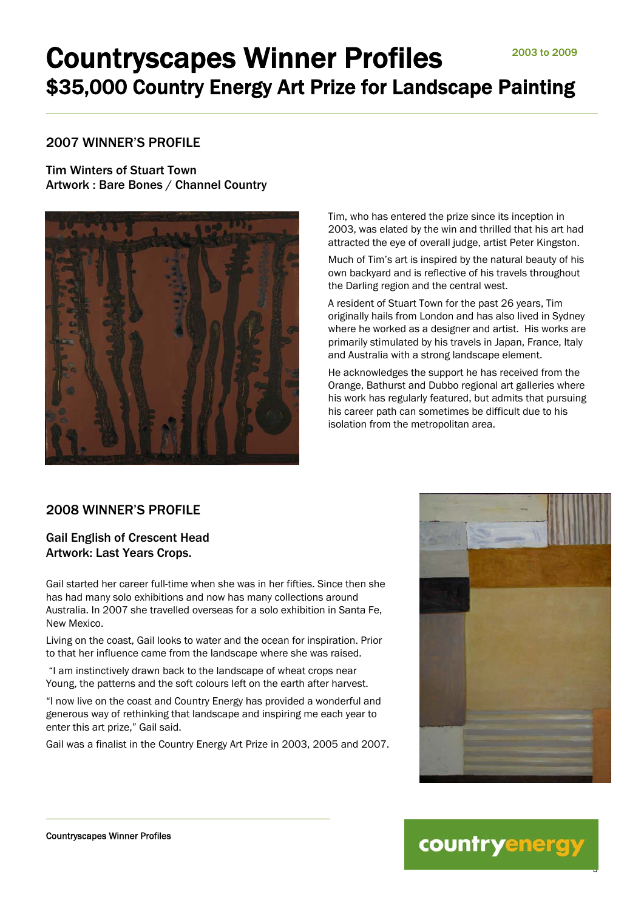# Countryscapes Winner Profiles

2003 to 2009

## $35,000 Country Energy Art Prize for Landscape Painting

### 2007 WINNER'S PROFILE

Tim Winters of Stuart Town
Artwork : Bare Bones / Channel Country

Tim, who has entered the prize since its inception in 2003, was elated by the win and thrilled that his art had attracted the eye of overall judge, artist Peter Kingston.

Much of Tim's art is inspired by the natural beauty of his own backyard and is reflective of his travels throughout the Darling region and the central west.

A resident of Stuart Town for the past 26 years, Tim originally hails from London and has also lived in Sydney where he worked as a designer and artist. His works are primarily stimulated by his travels in Japan, France, Italy and Australia with a strong landscape element.

He acknowledges the support he has received from the Orange, Bathurst and Dubbo regional art galleries where his work has regularly featured, but admits that pursuing his career path can sometimes be difficult due to his isolation from the metropolitan area.

### 2008 WINNER'S PROFILE

Gail English of Crescent Head
Artwork: Last Years Crops.

Gail started her career full-time when she was in her fifties. Since then she has had many solo exhibitions and now has many collections around Australia. In 2007 she travelled overseas for a solo exhibition in Santa Fe, New Mexico.

Living on the coast, Gail looks to water and the ocean for inspiration. Prior to that her influence came from the landscape where she was raised.

"I am instinctively drawn back to the landscape of wheat crops near Young, the patterns and the soft colours left on the earth after harvest.

"I now live on the coast and Country Energy has provided a wonderful and generous way of rethinking that landscape and inspiring me each year to enter this art prize," Gail said.

Gail was a finalist in the Country Energy Art Prize in 2003, 2005 and 2007.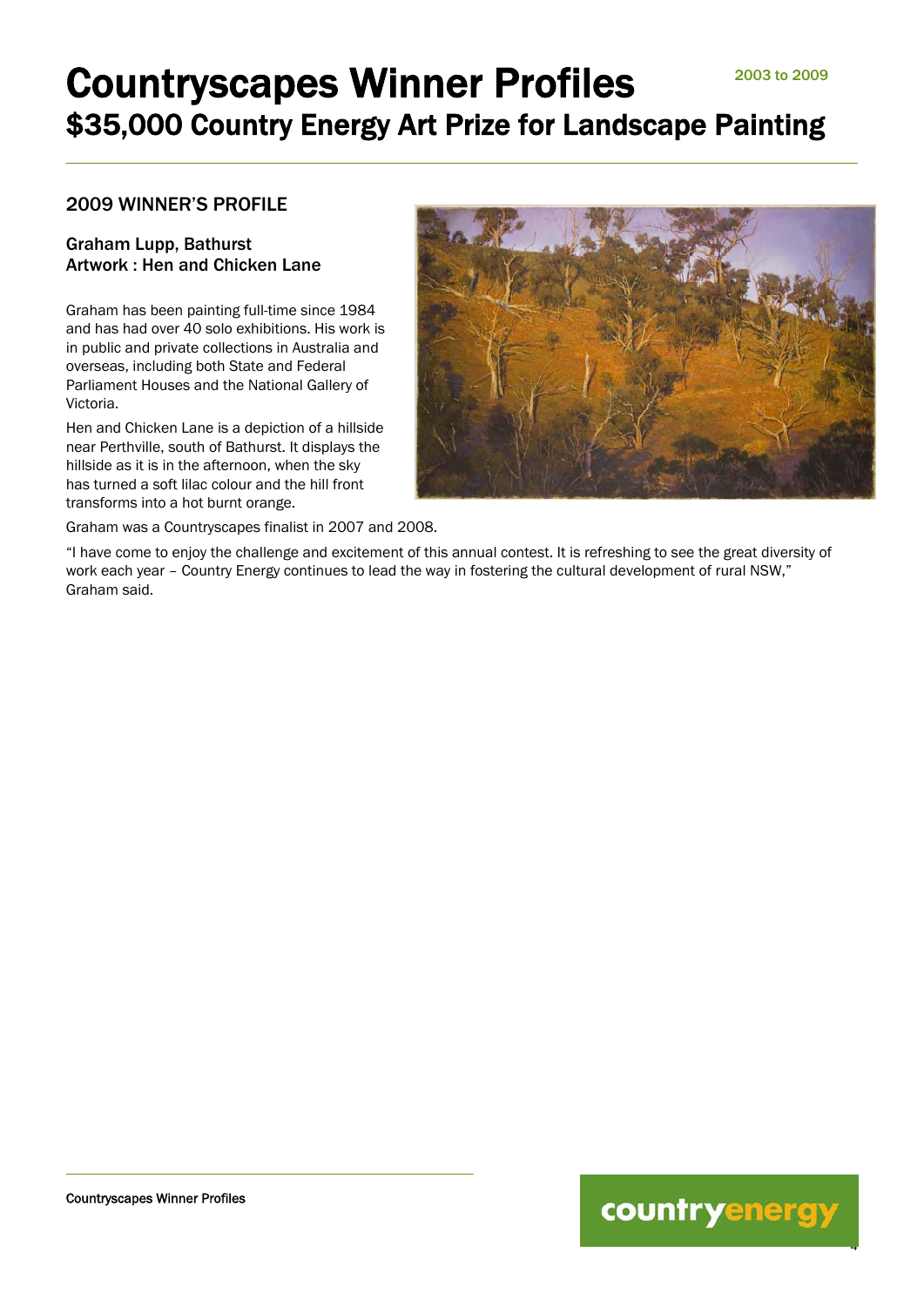# Countryscapes Winner Profiles

2003 to 2009

## $35,000 Country Energy Art Prize for Landscape Painting

### 2009 WINNER'S PROFILE

**Graham Lupp, Bathurst**
**Artwork : Hen and Chicken Lane**

Graham has been painting full-time since 1984 and has had over 40 solo exhibitions. His work is in public and private collections in Australia and overseas, including both State and Federal Parliament Houses and the National Gallery of Victoria.

Hen and Chicken Lane is a depiction of a hillside near Perthville, south of Bathurst. It displays the hillside as it is in the afternoon, when the sky has turned a soft lilac colour and the hill front transforms into a hot burnt orange.

Graham was a Countryscapes finalist in 2007 and 2008.

"I have come to enjoy the challenge and excitement of this annual contest. It is refreshing to see the great diversity of work each year – Country Energy continues to lead the way in fostering the cultural development of rural NSW," Graham said.